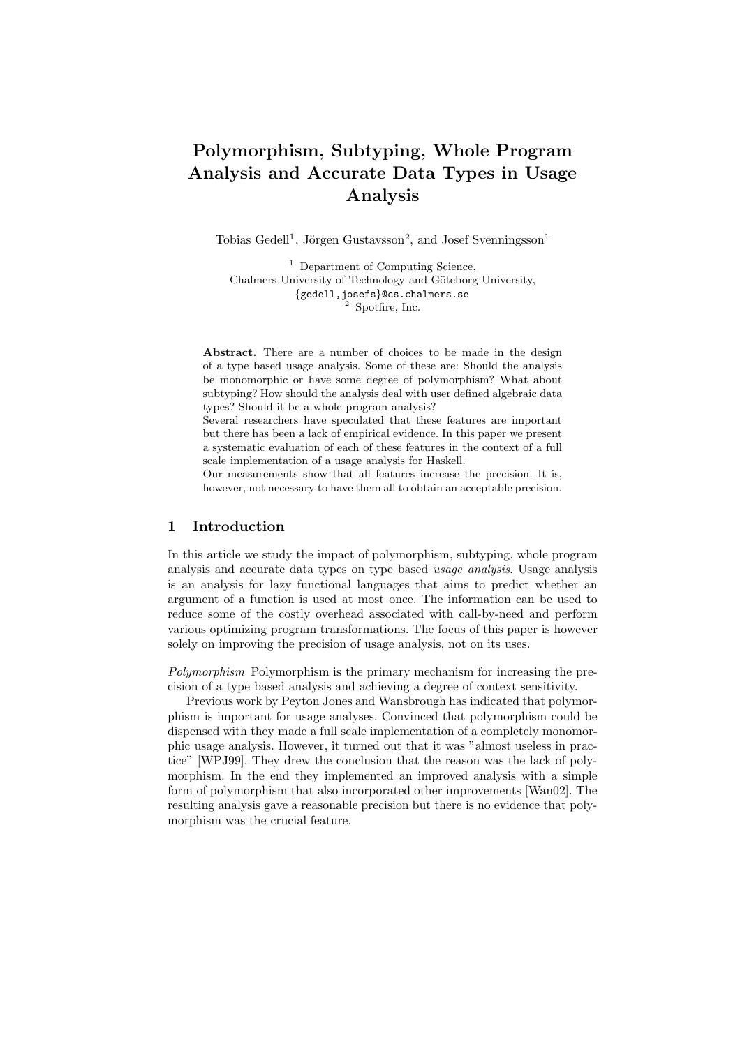# Polymorphism, Subtyping, Whole Program Analysis and Accurate Data Types in Usage Analysis

Tobias Gedell[1], Jörgen Gustavsson[2], and Josef Svenningsson[1]

[1] Department of Computing Science,
Chalmers University of Technology and Göteborg University,
{gedell,josefs}@cs.chalmers.se
[2] Spotfire, Inc.

**Abstract.** There are a number of choices to be made in the design of a type based usage analysis. Some of these are: Should the analysis be monomorphic or have some degree of polymorphism? What about subtyping? How should the analysis deal with user defined algebraic data types? Should it be a whole program analysis?
Several researchers have speculated that these features are important but there has been a lack of empirical evidence. In this paper we present a systematic evaluation of each of these features in the context of a full scale implementation of a usage analysis for Haskell.
Our measurements show that all features increase the precision. It is, however, not necessary to have them all to obtain an acceptable precision.

## 1 Introduction

In this article we study the impact of polymorphism, subtyping, whole program analysis and accurate data types on type based *usage analysis*. Usage analysis is an analysis for lazy functional languages that aims to predict whether an argument of a function is used at most once. The information can be used to reduce some of the costly overhead associated with call-by-need and perform various optimizing program transformations. The focus of this paper is however solely on improving the precision of usage analysis, not on its uses.

*Polymorphism* Polymorphism is the primary mechanism for increasing the precision of a type based analysis and achieving a degree of context sensitivity.

Previous work by Peyton Jones and Wansbrough has indicated that polymorphism is important for usage analyses. Convinced that polymorphism could be dispensed with they made a full scale implementation of a completely monomorphic usage analysis. However, it turned out that it was "almost useless in practice" [WPJ99]. They drew the conclusion that the reason was the lack of polymorphism. In the end they implemented an improved analysis with a simple form of polymorphism that also incorporated other improvements [Wan02]. The resulting analysis gave a reasonable precision but there is no evidence that polymorphism was the crucial feature.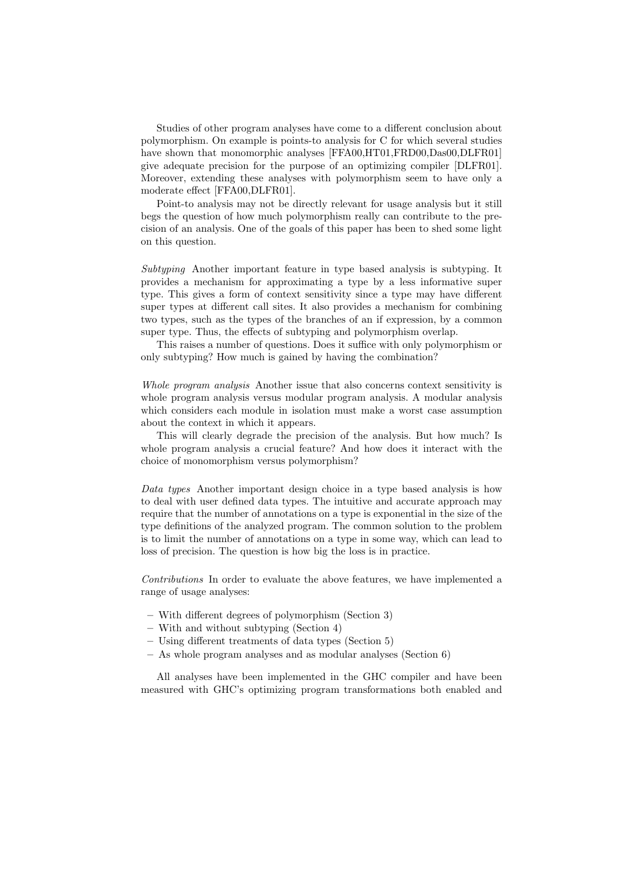Studies of other program analyses have come to a different conclusion about polymorphism. On example is points-to analysis for C for which several studies have shown that monomorphic analyses [FFA00,HT01,FRD00,Das00,DLFR01] give adequate precision for the purpose of an optimizing compiler [DLFR01]. Moreover, extending these analyses with polymorphism seem to have only a moderate effect [FFA00,DLFR01].

Point-to analysis may not be directly relevant for usage analysis but it still begs the question of how much polymorphism really can contribute to the precision of an analysis. One of the goals of this paper has been to shed some light on this question.

*Subtyping* Another important feature in type based analysis is subtyping. It provides a mechanism for approximating a type by a less informative super type. This gives a form of context sensitivity since a type may have different super types at different call sites. It also provides a mechanism for combining two types, such as the types of the branches of an if expression, by a common super type. Thus, the effects of subtyping and polymorphism overlap.

This raises a number of questions. Does it suffice with only polymorphism or only subtyping? How much is gained by having the combination?

*Whole program analysis* Another issue that also concerns context sensitivity is whole program analysis versus modular program analysis. A modular analysis which considers each module in isolation must make a worst case assumption about the context in which it appears.

This will clearly degrade the precision of the analysis. But how much? Is whole program analysis a crucial feature? And how does it interact with the choice of monomorphism versus polymorphism?

*Data types* Another important design choice in a type based analysis is how to deal with user defined data types. The intuitive and accurate approach may require that the number of annotations on a type is exponential in the size of the type definitions of the analyzed program. The common solution to the problem is to limit the number of annotations on a type in some way, which can lead to loss of precision. The question is how big the loss is in practice.

*Contributions* In order to evaluate the above features, we have implemented a range of usage analyses:

- With different degrees of polymorphism (Section 3)
- With and without subtyping (Section 4)
- Using different treatments of data types (Section 5)
- As whole program analyses and as modular analyses (Section 6)

All analyses have been implemented in the GHC compiler and have been measured with GHC's optimizing program transformations both enabled and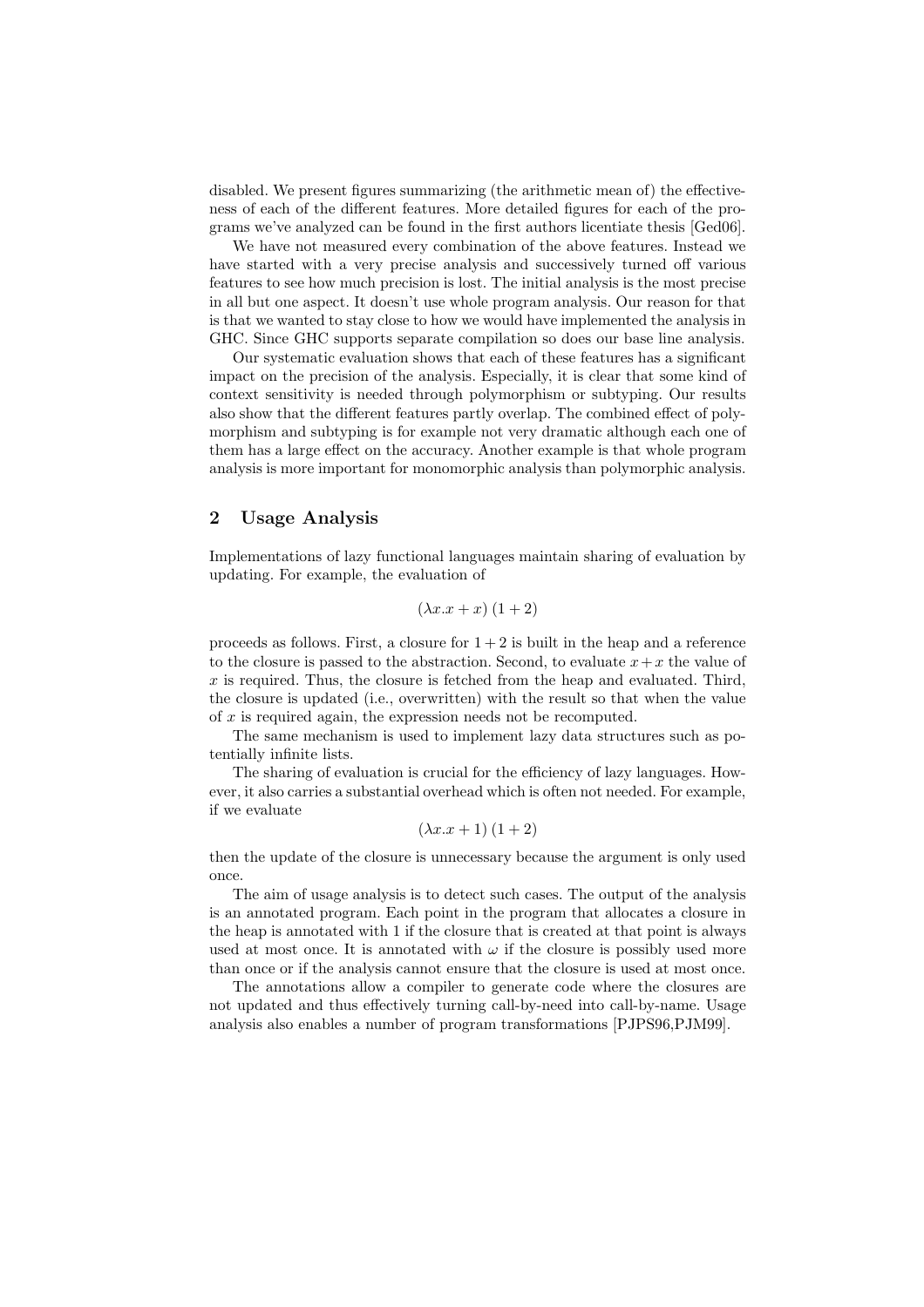disabled. We present figures summarizing (the arithmetic mean of) the effectiveness of each of the different features. More detailed figures for each of the programs we've analyzed can be found in the first authors licentiate thesis [Ged06].

We have not measured every combination of the above features. Instead we have started with a very precise analysis and successively turned off various features to see how much precision is lost. The initial analysis is the most precise in all but one aspect. It doesn't use whole program analysis. Our reason for that is that we wanted to stay close to how we would have implemented the analysis in GHC. Since GHC supports separate compilation so does our base line analysis.

Our systematic evaluation shows that each of these features has a significant impact on the precision of the analysis. Especially, it is clear that some kind of context sensitivity is needed through polymorphism or subtyping. Our results also show that the different features partly overlap. The combined effect of polymorphism and subtyping is for example not very dramatic although each one of them has a large effect on the accuracy. Another example is that whole program analysis is more important for monomorphic analysis than polymorphic analysis.

## 2 Usage Analysis

Implementations of lazy functional languages maintain sharing of evaluation by updating. For example, the evaluation of

$$(\lambda x.x + x)\ (1 + 2)$$

proceeds as follows. First, a closure for $1 + 2$ is built in the heap and a reference to the closure is passed to the abstraction. Second, to evaluate $x + x$ the value of $x$ is required. Thus, the closure is fetched from the heap and evaluated. Third, the closure is updated (i.e., overwritten) with the result so that when the value of $x$ is required again, the expression needs not be recomputed.

The same mechanism is used to implement lazy data structures such as potentially infinite lists.

The sharing of evaluation is crucial for the efficiency of lazy languages. However, it also carries a substantial overhead which is often not needed. For example, if we evaluate

$$(\lambda x.x + 1)\ (1 + 2)$$

then the update of the closure is unnecessary because the argument is only used once.

The aim of usage analysis is to detect such cases. The output of the analysis is an annotated program. Each point in the program that allocates a closure in the heap is annotated with 1 if the closure that is created at that point is always used at most once. It is annotated with $\omega$ if the closure is possibly used more than once or if the analysis cannot ensure that the closure is used at most once.

The annotations allow a compiler to generate code where the closures are not updated and thus effectively turning call-by-need into call-by-name. Usage analysis also enables a number of program transformations [PJPS96,PJM99].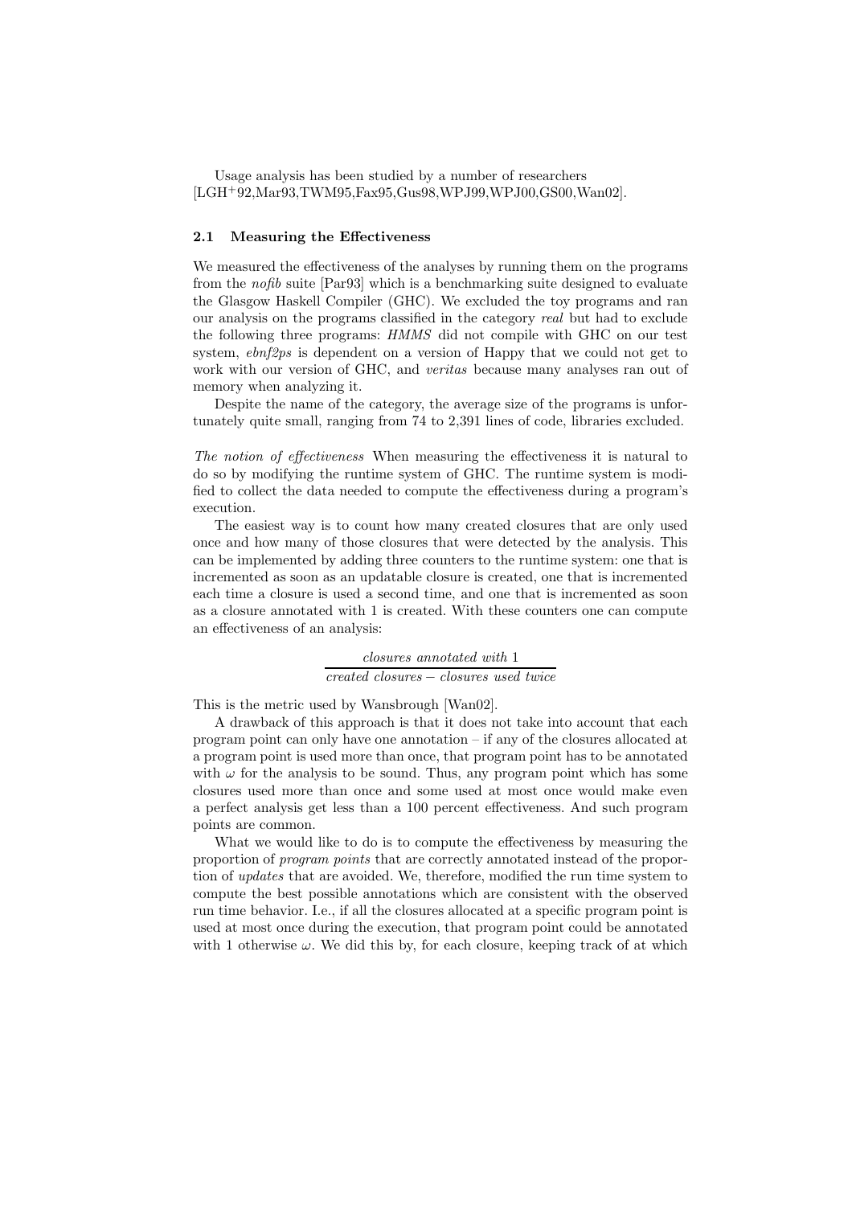Usage analysis has been studied by a number of researchers [LGH+92,Mar93,TWM95,Fax95,Gus98,WPJ99,WPJ00,GS00,Wan02].

### 2.1 Measuring the Effectiveness

We measured the effectiveness of the analyses by running them on the programs from the *nofib* suite [Par93] which is a benchmarking suite designed to evaluate the Glasgow Haskell Compiler (GHC). We excluded the toy programs and ran our analysis on the programs classified in the category *real* but had to exclude the following three programs: *HMMS* did not compile with GHC on our test system, *ebnf2ps* is dependent on a version of Happy that we could not get to work with our version of GHC, and *veritas* because many analyses ran out of memory when analyzing it.

Despite the name of the category, the average size of the programs is unfortunately quite small, ranging from 74 to 2,391 lines of code, libraries excluded.

*The notion of effectiveness* When measuring the effectiveness it is natural to do so by modifying the runtime system of GHC. The runtime system is modified to collect the data needed to compute the effectiveness during a program's execution.

The easiest way is to count how many created closures that are only used once and how many of those closures that were detected by the analysis. This can be implemented by adding three counters to the runtime system: one that is incremented as soon as an updatable closure is created, one that is incremented each time a closure is used a second time, and one that is incremented as soon as a closure annotated with 1 is created. With these counters one can compute an effectiveness of an analysis:

$$\frac{\textit{closures annotated with } 1}{\textit{created closures} - \textit{closures used twice}}$$

This is the metric used by Wansbrough [Wan02].

A drawback of this approach is that it does not take into account that each program point can only have one annotation – if any of the closures allocated at a program point is used more than once, that program point has to be annotated with $\omega$ for the analysis to be sound. Thus, any program point which has some closures used more than once and some used at most once would make even a perfect analysis get less than a 100 percent effectiveness. And such program points are common.

What we would like to do is to compute the effectiveness by measuring the proportion of *program points* that are correctly annotated instead of the proportion of *updates* that are avoided. We, therefore, modified the run time system to compute the best possible annotations which are consistent with the observed run time behavior. I.e., if all the closures allocated at a specific program point is used at most once during the execution, that program point could be annotated with 1 otherwise $\omega$. We did this by, for each closure, keeping track of at which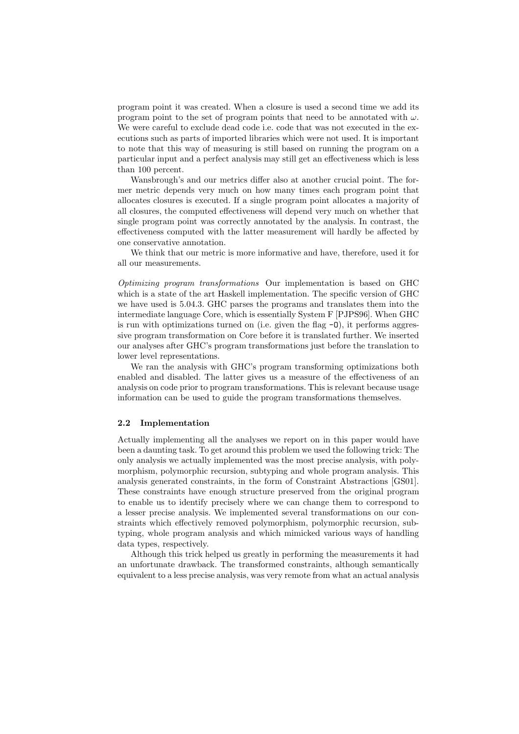program point it was created. When a closure is used a second time we add its program point to the set of program points that need to be annotated with $\omega$. We were careful to exclude dead code i.e. code that was not executed in the executions such as parts of imported libraries which were not used. It is important to note that this way of measuring is still based on running the program on a particular input and a perfect analysis may still get an effectiveness which is less than 100 percent.

Wansbrough's and our metrics differ also at another crucial point. The former metric depends very much on how many times each program point that allocates closures is executed. If a single program point allocates a majority of all closures, the computed effectiveness will depend very much on whether that single program point was correctly annotated by the analysis. In contrast, the effectiveness computed with the latter measurement will hardly be affected by one conservative annotation.

We think that our metric is more informative and have, therefore, used it for all our measurements.

*Optimizing program transformations* Our implementation is based on GHC which is a state of the art Haskell implementation. The specific version of GHC we have used is 5.04.3. GHC parses the programs and translates them into the intermediate language Core, which is essentially System F [PJPS96]. When GHC is run with optimizations turned on (i.e. given the flag `-O`), it performs aggressive program transformation on Core before it is translated further. We inserted our analyses after GHC's program transformations just before the translation to lower level representations.

We ran the analysis with GHC's program transforming optimizations both enabled and disabled. The latter gives us a measure of the effectiveness of an analysis on code prior to program transformations. This is relevant because usage information can be used to guide the program transformations themselves.

### 2.2 Implementation

Actually implementing all the analyses we report on in this paper would have been a daunting task. To get around this problem we used the following trick: The only analysis we actually implemented was the most precise analysis, with polymorphism, polymorphic recursion, subtyping and whole program analysis. This analysis generated constraints, in the form of Constraint Abstractions [GS01]. These constraints have enough structure preserved from the original program to enable us to identify precisely where we can change them to correspond to a lesser precise analysis. We implemented several transformations on our constraints which effectively removed polymorphism, polymorphic recursion, subtyping, whole program analysis and which mimicked various ways of handling data types, respectively.

Although this trick helped us greatly in performing the measurements it had an unfortunate drawback. The transformed constraints, although semantically equivalent to a less precise analysis, was very remote from what an actual analysis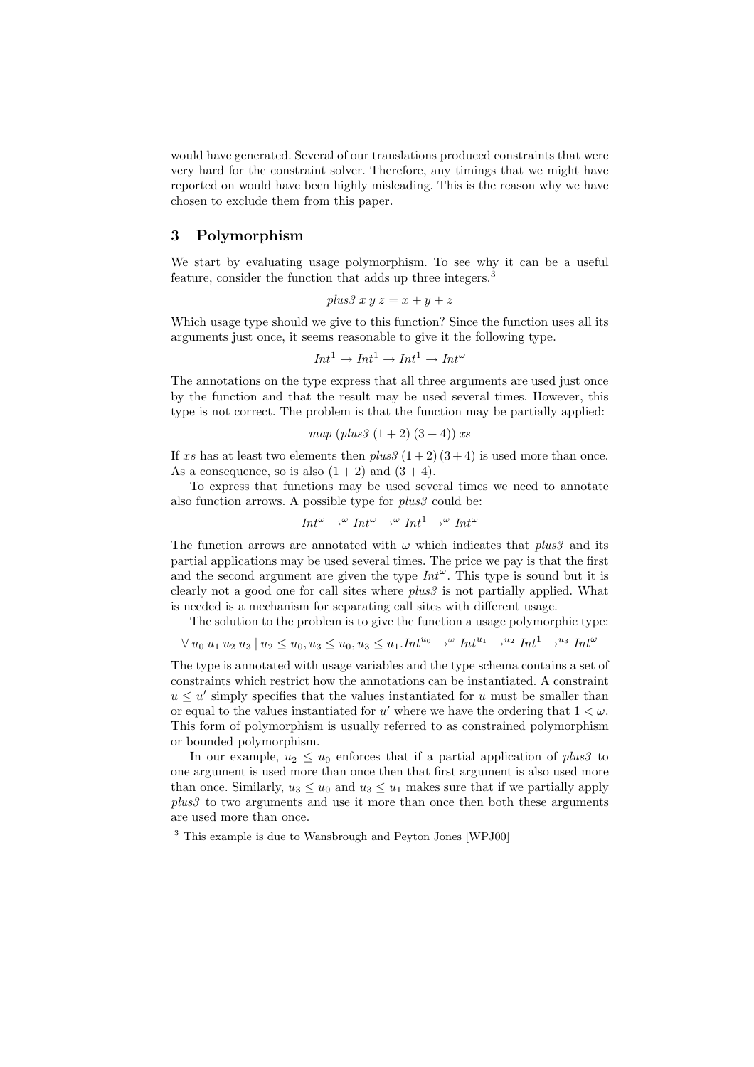would have generated. Several of our translations produced constraints that were very hard for the constraint solver. Therefore, any timings that we might have reported on would have been highly misleading. This is the reason why we have chosen to exclude them from this paper.

## 3 Polymorphism

We start by evaluating usage polymorphism. To see why it can be a useful feature, consider the function that adds up three integers.[3]

$$plus3\ x\ y\ z = x + y + z$$

Which usage type should we give to this function? Since the function uses all its arguments just once, it seems reasonable to give it the following type.

$$Int^1 \to Int^1 \to Int^1 \to Int^\omega$$

The annotations on the type express that all three arguments are used just once by the function and that the result may be used several times. However, this type is not correct. The problem is that the function may be partially applied:

$$map\ (plus3\ (1 + 2)\ (3 + 4))\ xs$$

If $xs$ has at least two elements then $plus3\,(1+2)\,(3+4)$ is used more than once. As a consequence, so is also $(1 + 2)$ and $(3 + 4)$.

To express that functions may be used several times we need to annotate also function arrows. A possible type for *plus3* could be:

$$Int^\omega \to^\omega Int^\omega \to^\omega Int^1 \to^\omega Int^\omega$$

The function arrows are annotated with $\omega$ which indicates that *plus3* and its partial applications may be used several times. The price we pay is that the first and the second argument are given the type $Int^\omega$. This type is sound but it is clearly not a good one for call sites where *plus3* is not partially applied. What is needed is a mechanism for separating call sites with different usage.

The solution to the problem is to give the function a usage polymorphic type:

$$\forall\, u_0\, u_1\, u_2\, u_3 \mid u_2 \leq u_0, u_3 \leq u_0, u_3 \leq u_1 . Int^{u_0} \to^\omega Int^{u_1} \to^{u_2} Int^1 \to^{u_3} Int^\omega$$

The type is annotated with usage variables and the type schema contains a set of constraints which restrict how the annotations can be instantiated. A constraint $u \leq u'$ simply specifies that the values instantiated for $u$ must be smaller than or equal to the values instantiated for $u'$ where we have the ordering that $1 < \omega$. This form of polymorphism is usually referred to as constrained polymorphism or bounded polymorphism.

In our example, $u_2 \leq u_0$ enforces that if a partial application of *plus3* to one argument is used more than once then that first argument is also used more than once. Similarly, $u_3 \leq u_0$ and $u_3 \leq u_1$ makes sure that if we partially apply *plus3* to two arguments and use it more than once then both these arguments are used more than once.

[3] This example is due to Wansbrough and Peyton Jones [WPJ00]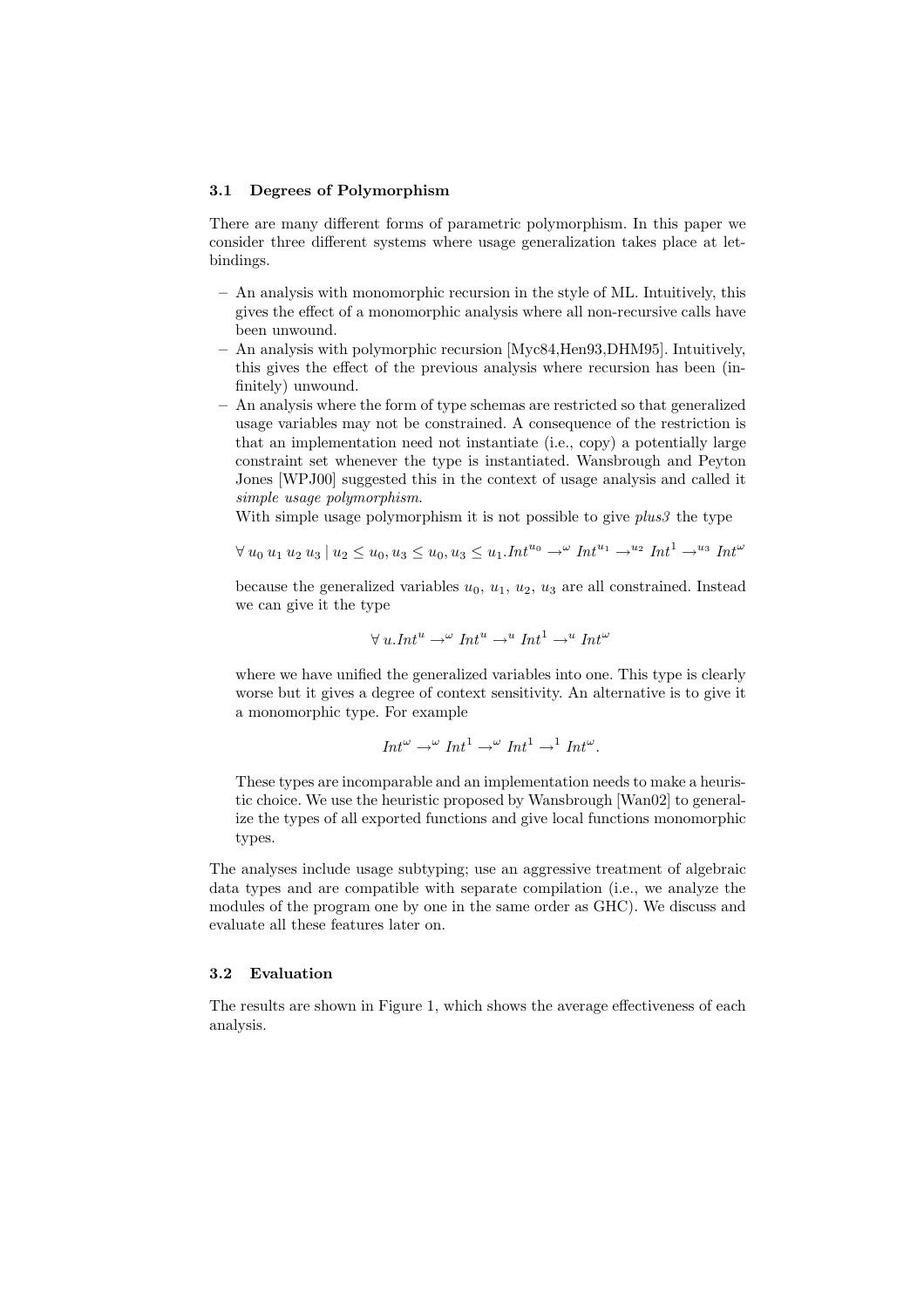### 3.1 Degrees of Polymorphism

There are many different forms of parametric polymorphism. In this paper we consider three different systems where usage generalization takes place at let-bindings.

- An analysis with monomorphic recursion in the style of ML. Intuitively, this gives the effect of a monomorphic analysis where all non-recursive calls have been unwound.
- An analysis with polymorphic recursion [Myc84,Hen93,DHM95]. Intuitively, this gives the effect of the previous analysis where recursion has been (infinitely) unwound.
- An analysis where the form of type schemas are restricted so that generalized usage variables may not be constrained. A consequence of the restriction is that an implementation need not instantiate (i.e., copy) a potentially large constraint set whenever the type is instantiated. Wansbrough and Peyton Jones [WPJ00] suggested this in the context of usage analysis and called it *simple usage polymorphism*.

  With simple usage polymorphism it is not possible to give *plus3* the type

  $$\forall\, u_0\, u_1\, u_2\, u_3 \mid u_2 \leq u_0, u_3 \leq u_0, u_3 \leq u_1 . Int^{u_0} \rightarrow^{\omega} Int^{u_1} \rightarrow^{u_2} Int^{1} \rightarrow^{u_3} Int^{\omega}$$

  because the generalized variables $u_0$, $u_1$, $u_2$, $u_3$ are all constrained. Instead we can give it the type

  $$\forall\, u. Int^{u} \rightarrow^{\omega} Int^{u} \rightarrow^{u} Int^{1} \rightarrow^{u} Int^{\omega}$$

  where we have unified the generalized variables into one. This type is clearly worse but it gives a degree of context sensitivity. An alternative is to give it a monomorphic type. For example

  $$Int^{\omega} \rightarrow^{\omega} Int^{1} \rightarrow^{\omega} Int^{1} \rightarrow^{1} Int^{\omega}.$$

  These types are incomparable and an implementation needs to make a heuristic choice. We use the heuristic proposed by Wansbrough [Wan02] to generalize the types of all exported functions and give local functions monomorphic types.

The analyses include usage subtyping; use an aggressive treatment of algebraic data types and are compatible with separate compilation (i.e., we analyze the modules of the program one by one in the same order as GHC). We discuss and evaluate all these features later on.

### 3.2 Evaluation

The results are shown in Figure 1, which shows the average effectiveness of each analysis.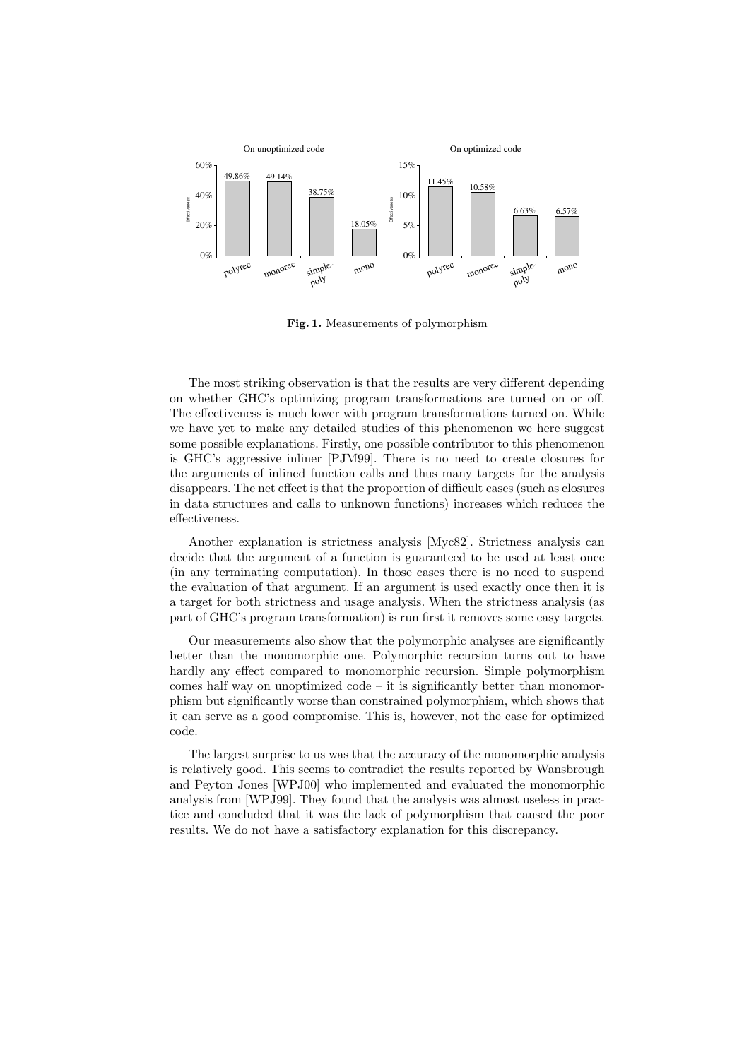On unoptimized code

60%
40%
20%
0%

Effectiveness

49.86%
49.14%
38.75%
18.05%

polyrec
monorec
simple-poly
mono

On optimized code

15%
10%
5%
0%

Effectiveness

11.45%
10.58%
6.63%
6.57%

polyrec
monorec
simple-poly
mono

**Fig. 1.** Measurements of polymorphism

The most striking observation is that the results are very different depending on whether GHC's optimizing program transformations are turned on or off. The effectiveness is much lower with program transformations turned on. While we have yet to make any detailed studies of this phenomenon we here suggest some possible explanations. Firstly, one possible contributor to this phenomenon is GHC's aggressive inliner [PJM99]. There is no need to create closures for the arguments of inlined function calls and thus many targets for the analysis disappears. The net effect is that the proportion of difficult cases (such as closures in data structures and calls to unknown functions) increases which reduces the effectiveness.

Another explanation is strictness analysis [Myc82]. Strictness analysis can decide that the argument of a function is guaranteed to be used at least once (in any terminating computation). In those cases there is no need to suspend the evaluation of that argument. If an argument is used exactly once then it is a target for both strictness and usage analysis. When the strictness analysis (as part of GHC's program transformation) is run first it removes some easy targets.

Our measurements also show that the polymorphic analyses are significantly better than the monomorphic one. Polymorphic recursion turns out to have hardly any effect compared to monomorphic recursion. Simple polymorphism comes half way on unoptimized code – it is significantly better than monomorphism but significantly worse than constrained polymorphism, which shows that it can serve as a good compromise. This is, however, not the case for optimized code.

The largest surprise to us was that the accuracy of the monomorphic analysis is relatively good. This seems to contradict the results reported by Wansbrough and Peyton Jones [WPJ00] who implemented and evaluated the monomorphic analysis from [WPJ99]. They found that the analysis was almost useless in practice and concluded that it was the lack of polymorphism that caused the poor results. We do not have a satisfactory explanation for this discrepancy.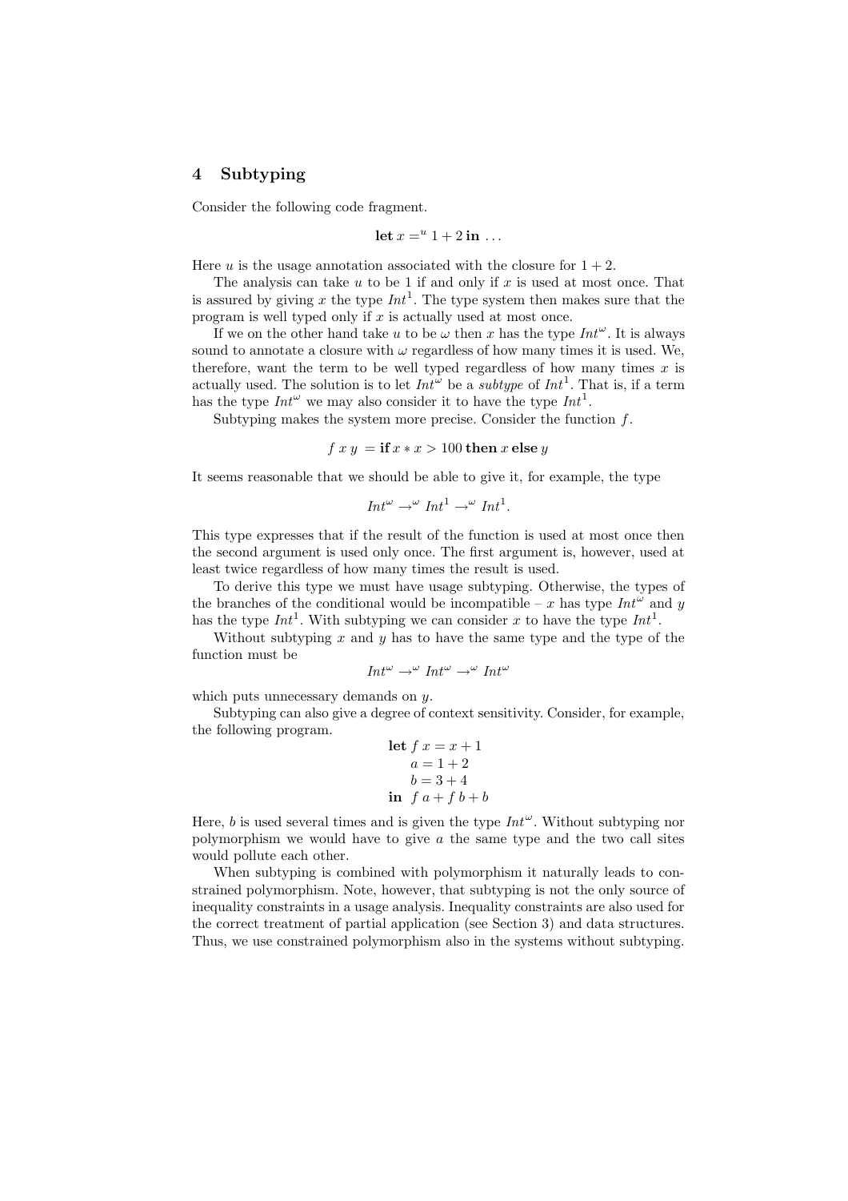## 4 Subtyping

Consider the following code fragment.

$$\textbf{let}\ x =^u 1 + 2\ \textbf{in}\ \ldots$$

Here $u$ is the usage annotation associated with the closure for $1 + 2$.

The analysis can take $u$ to be 1 if and only if $x$ is used at most once. That is assured by giving $x$ the type $Int^1$. The type system then makes sure that the program is well typed only if $x$ is actually used at most once.

If we on the other hand take $u$ to be $\omega$ then $x$ has the type $Int^\omega$. It is always sound to annotate a closure with $\omega$ regardless of how many times it is used. We, therefore, want the term to be well typed regardless of how many times $x$ is actually used. The solution is to let $Int^\omega$ be a *subtype* of $Int^1$. That is, if a term has the type $Int^\omega$ we may also consider it to have the type $Int^1$.

Subtyping makes the system more precise. Consider the function $f$.

$$f\ x\ y\ = \textbf{if}\ x * x > 100\ \textbf{then}\ x\ \textbf{else}\ y$$

It seems reasonable that we should be able to give it, for example, the type

$$Int^\omega \to^\omega Int^1 \to^\omega Int^1.$$

This type expresses that if the result of the function is used at most once then the second argument is used only once. The first argument is, however, used at least twice regardless of how many times the result is used.

To derive this type we must have usage subtyping. Otherwise, the types of the branches of the conditional would be incompatible – $x$ has type $Int^\omega$ and $y$ has the type $Int^1$. With subtyping we can consider $x$ to have the type $Int^1$.

Without subtyping $x$ and $y$ has to have the same type and the type of the function must be

$$Int^\omega \to^\omega Int^\omega \to^\omega Int^\omega$$

which puts unnecessary demands on $y$.

Subtyping can also give a degree of context sensitivity. Consider, for example, the following program.

$$\begin{array}{l} \textbf{let}\ f\ x = x + 1 \\ \quad\ \ a = 1 + 2 \\ \quad\ \ b = 3 + 4 \\ \textbf{in}\ \ f\ a + f\ b + b \end{array}$$

Here, $b$ is used several times and is given the type $Int^\omega$. Without subtyping nor polymorphism we would have to give $a$ the same type and the two call sites would pollute each other.

When subtyping is combined with polymorphism it naturally leads to constrained polymorphism. Note, however, that subtyping is not the only source of inequality constraints in a usage analysis. Inequality constraints are also used for the correct treatment of partial application (see Section 3) and data structures. Thus, we use constrained polymorphism also in the systems without subtyping.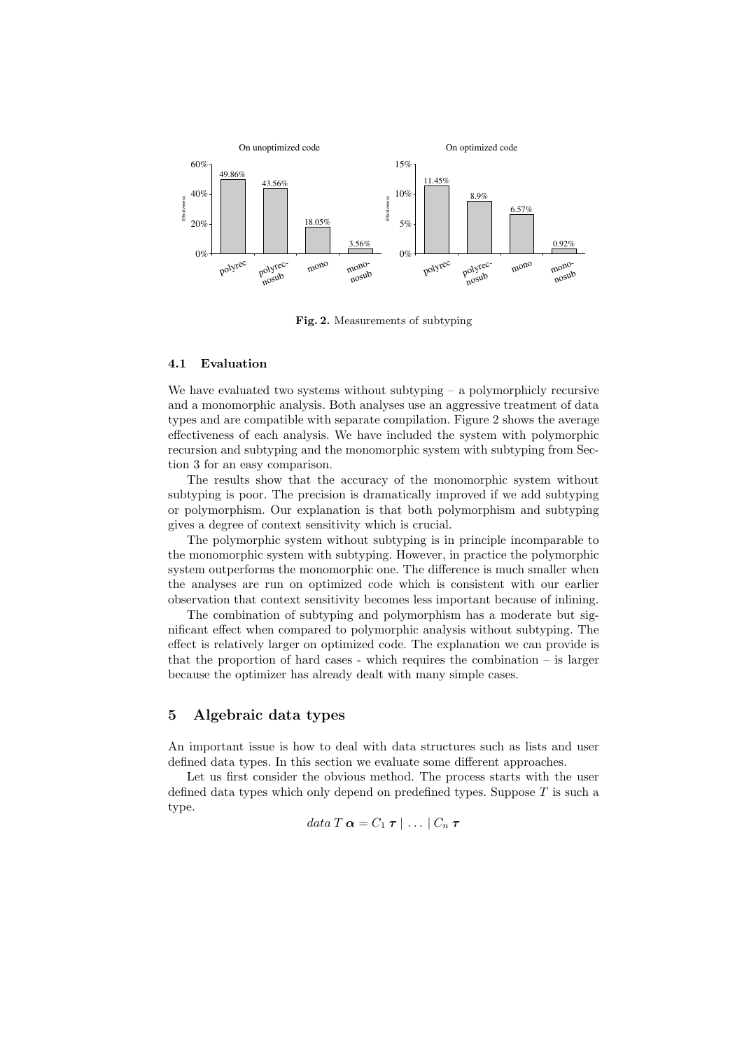On unoptimized code

60%
40%
20%
0%

Effectiveness

49.86%
43.56%
18.05%
3.56%

polyrec
polyrec-nosub
mono
mono-nosub

On optimized code

15%
10%
5%
0%

Effectiveness

11.45%
8.9%
6.57%
0.92%

polyrec
polyrec-nosub
mono
mono-nosub

**Fig. 2.** Measurements of subtyping

### 4.1 Evaluation

We have evaluated two systems without subtyping – a polymorphicly recursive and a monomorphic analysis. Both analyses use an aggressive treatment of data types and are compatible with separate compilation. Figure 2 shows the average effectiveness of each analysis. We have included the system with polymorphic recursion and subtyping and the monomorphic system with subtyping from Section 3 for an easy comparison.

The results show that the accuracy of the monomorphic system without subtyping is poor. The precision is dramatically improved if we add subtyping or polymorphism. Our explanation is that both polymorphism and subtyping gives a degree of context sensitivity which is crucial.

The polymorphic system without subtyping is in principle incomparable to the monomorphic system with subtyping. However, in practice the polymorphic system outperforms the monomorphic one. The difference is much smaller when the analyses are run on optimized code which is consistent with our earlier observation that context sensitivity becomes less important because of inlining.

The combination of subtyping and polymorphism has a moderate but significant effect when compared to polymorphic analysis without subtyping. The effect is relatively larger on optimized code. The explanation we can provide is that the proportion of hard cases - which requires the combination – is larger because the optimizer has already dealt with many simple cases.

## 5 Algebraic data types

An important issue is how to deal with data structures such as lists and user defined data types. In this section we evaluate some different approaches.

Let us first consider the obvious method. The process starts with the user defined data types which only depend on predefined types. Suppose $T$ is such a type.

$$data\ T\ \boldsymbol{\alpha} = C_1\ \boldsymbol{\tau}\ |\ \ldots\ |\ C_n\ \boldsymbol{\tau}$$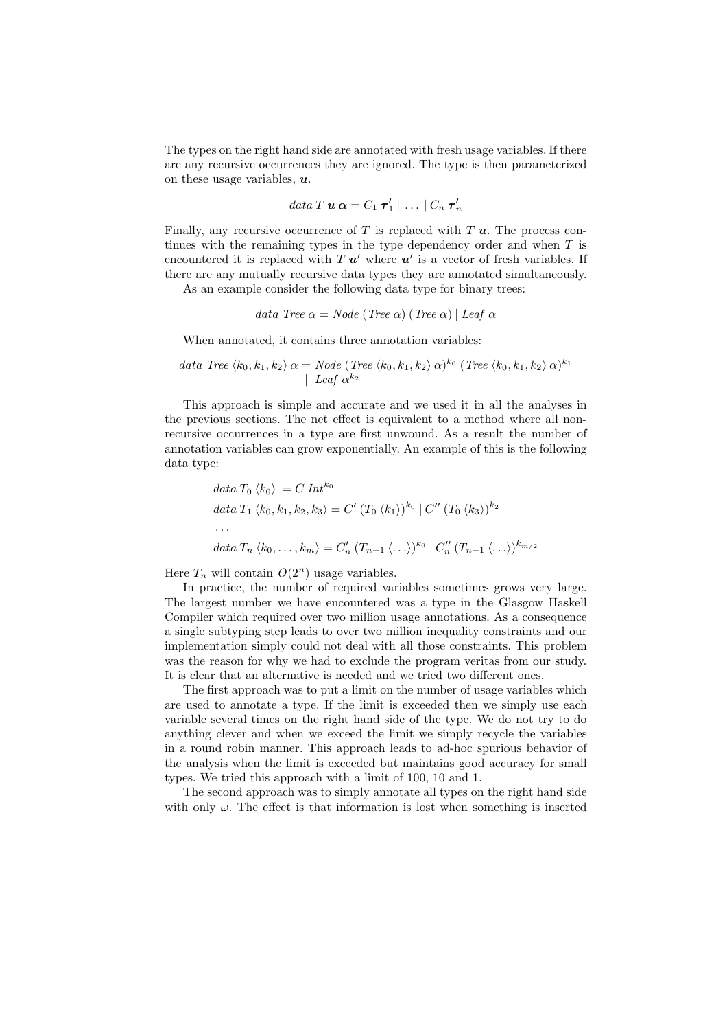The types on the right hand side are annotated with fresh usage variables. If there are any recursive occurrences they are ignored. The type is then parameterized on these usage variables, $\boldsymbol{u}$.

$$\mathit{data}\ T\ \boldsymbol{u}\ \boldsymbol{\alpha} = C_1\ \boldsymbol{\tau}'_1 \mid \ldots \mid C_n\ \boldsymbol{\tau}'_n$$

Finally, any recursive occurrence of $T$ is replaced with $T\ \boldsymbol{u}$. The process continues with the remaining types in the type dependency order and when $T$ is encountered it is replaced with $T\ \boldsymbol{u'}$ where $\boldsymbol{u'}$ is a vector of fresh variables. If there are any mutually recursive data types they are annotated simultaneously.

As an example consider the following data type for binary trees:

$$\mathit{data\ Tree}\ \alpha = \mathit{Node}\ (\mathit{Tree}\ \alpha)\ (\mathit{Tree}\ \alpha) \mid \mathit{Leaf}\ \alpha$$

When annotated, it contains three annotation variables:

$$\begin{aligned}\mathit{data\ Tree}\ \langle k_0, k_1, k_2\rangle\ \alpha = &\ \mathit{Node}\ (\mathit{Tree}\ \langle k_0, k_1, k_2\rangle\ \alpha)^{k_0}\ (\mathit{Tree}\ \langle k_0, k_1, k_2\rangle\ \alpha)^{k_1} \\ \mid &\ \mathit{Leaf}\ \alpha^{k_2}\end{aligned}$$

This approach is simple and accurate and we used it in all the analyses in the previous sections. The net effect is equivalent to a method where all non-recursive occurrences in a type are first unwound. As a result the number of annotation variables can grow exponentially. An example of this is the following data type:

$$\begin{aligned}&\mathit{data}\ T_0\ \langle k_0\rangle\ = C\ \mathit{Int}^{k_0}\\ &\mathit{data}\ T_1\ \langle k_0, k_1, k_2, k_3\rangle = C'\ (T_0\ \langle k_1\rangle)^{k_0} \mid C''\ (T_0\ \langle k_3\rangle)^{k_2}\\ &\ldots\\ &\mathit{data}\ T_n\ \langle k_0, \ldots, k_m\rangle = C'_n\ (T_{n-1}\ \langle \ldots\rangle)^{k_0} \mid C''_n\ (T_{n-1}\ \langle \ldots\rangle)^{k_{m/2}}\end{aligned}$$

Here $T_n$ will contain $O(2^n)$ usage variables.

In practice, the number of required variables sometimes grows very large. The largest number we have encountered was a type in the Glasgow Haskell Compiler which required over two million usage annotations. As a consequence a single subtyping step leads to over two million inequality constraints and our implementation simply could not deal with all those constraints. This problem was the reason for why we had to exclude the program veritas from our study. It is clear that an alternative is needed and we tried two different ones.

The first approach was to put a limit on the number of usage variables which are used to annotate a type. If the limit is exceeded then we simply use each variable several times on the right hand side of the type. We do not try to do anything clever and when we exceed the limit we simply recycle the variables in a round robin manner. This approach leads to ad-hoc spurious behavior of the analysis when the limit is exceeded but maintains good accuracy for small types. We tried this approach with a limit of 100, 10 and 1.

The second approach was to simply annotate all types on the right hand side with only $\omega$. The effect is that information is lost when something is inserted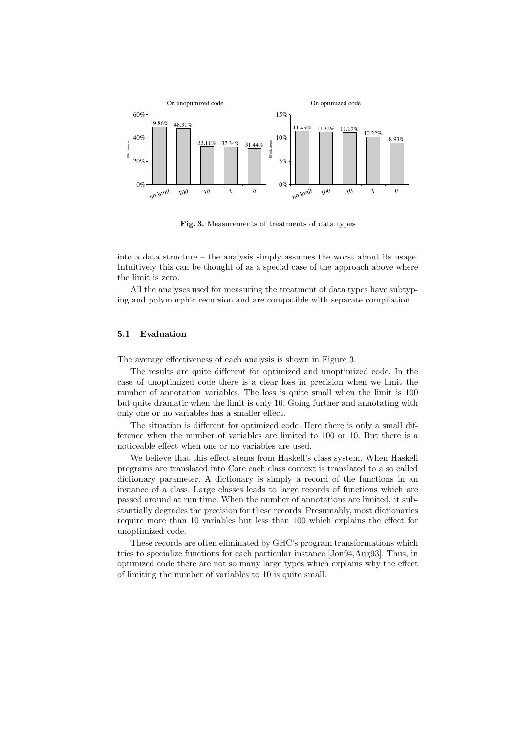On unoptimized code

60%
40%
20%
0%

Effectiveness

49.86%
48.31%
33.11%
32.34%
31.44%

no limit
100
10
1
0

On optimized code

15%
10%
5%
0%

Effectiveness

11.45%
11.32%
11.19%
10.22%
8.93%

no limit
100
10
1
0

**Fig. 3.** Measurements of treatments of data types

into a data structure – the analysis simply assumes the worst about its usage. Intuitively this can be thought of as a special case of the approach above where the limit is zero.

All the analyses used for measuring the treatment of data types have subtyping and polymorphic recursion and are compatible with separate compilation.

### 5.1 Evaluation

The average effectiveness of each analysis is shown in Figure 3.

The results are quite different for optimized and unoptimized code. In the case of unoptimized code there is a clear loss in precision when we limit the number of annotation variables. The loss is quite small when the limit is 100 but quite dramatic when the limit is only 10. Going further and annotating with only one or no variables has a smaller effect.

The situation is different for optimized code. Here there is only a small difference when the number of variables are limited to 100 or 10. But there is a noticeable effect when one or no variables are used.

We believe that this effect stems from Haskell's class system. When Haskell programs are translated into Core each class context is translated to a so called dictionary parameter. A dictionary is simply a record of the functions in an instance of a class. Large classes leads to large records of functions which are passed around at run time. When the number of annotations are limited, it substantially degrades the precision for these records. Presumably, most dictionaries require more than 10 variables but less than 100 which explains the effect for unoptimized code.

These records are often eliminated by GHC's program transformations which tries to specialize functions for each particular instance [Jon94,Aug93]. Thus, in optimized code there are not so many large types which explains why the effect of limiting the number of variables to 10 is quite small.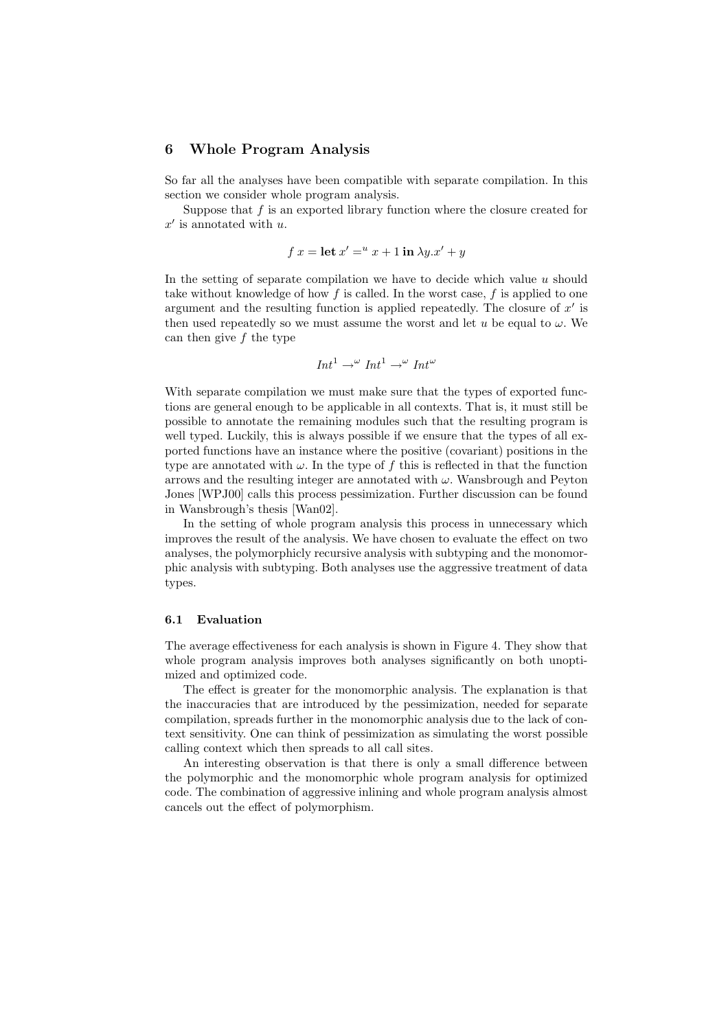## 6 Whole Program Analysis

So far all the analyses have been compatible with separate compilation. In this section we consider whole program analysis.

Suppose that $f$ is an exported library function where the closure created for $x'$ is annotated with $u$.

$$f\ x = \mathbf{let}\ x' =^u x + 1\ \mathbf{in}\ \lambda y.x' + y$$

In the setting of separate compilation we have to decide which value $u$ should take without knowledge of how $f$ is called. In the worst case, $f$ is applied to one argument and the resulting function is applied repeatedly. The closure of $x'$ is then used repeatedly so we must assume the worst and let $u$ be equal to $\omega$. We can then give $f$ the type

$$Int^1 \rightarrow^\omega Int^1 \rightarrow^\omega Int^\omega$$

With separate compilation we must make sure that the types of exported functions are general enough to be applicable in all contexts. That is, it must still be possible to annotate the remaining modules such that the resulting program is well typed. Luckily, this is always possible if we ensure that the types of all exported functions have an instance where the positive (covariant) positions in the type are annotated with $\omega$. In the type of $f$ this is reflected in that the function arrows and the resulting integer are annotated with $\omega$. Wansbrough and Peyton Jones [WPJ00] calls this process pessimization. Further discussion can be found in Wansbrough's thesis [Wan02].

In the setting of whole program analysis this process in unnecessary which improves the result of the analysis. We have chosen to evaluate the effect on two analyses, the polymorphicly recursive analysis with subtyping and the monomorphic analysis with subtyping. Both analyses use the aggressive treatment of data types.

### 6.1 Evaluation

The average effectiveness for each analysis is shown in Figure 4. They show that whole program analysis improves both analyses significantly on both unoptimized and optimized code.

The effect is greater for the monomorphic analysis. The explanation is that the inaccuracies that are introduced by the pessimization, needed for separate compilation, spreads further in the monomorphic analysis due to the lack of context sensitivity. One can think of pessimization as simulating the worst possible calling context which then spreads to all call sites.

An interesting observation is that there is only a small difference between the polymorphic and the monomorphic whole program analysis for optimized code. The combination of aggressive inlining and whole program analysis almost cancels out the effect of polymorphism.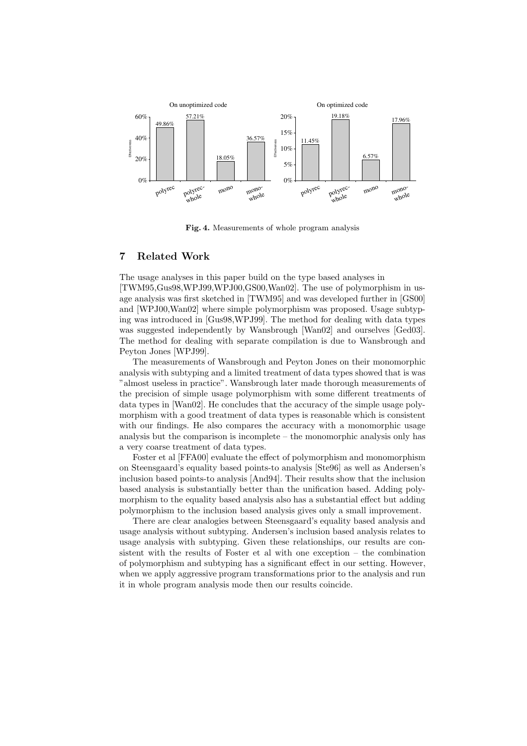On unoptimized code

60%
40%
20%
0%

Effectiveness

49.86%
57.21%
18.05%
36.57%

polyrec
polyrec-whole
mono
mono-whole

On optimized code

20%
15%
10%
5%
0%

Effectiveness

11.45%
19.18%
6.57%
17.96%

polyrec
polyrec-whole
mono
mono-whole

**Fig. 4.** Measurements of whole program analysis

## 7 Related Work

The usage analyses in this paper build on the type based analyses in [TWM95,Gus98,WPJ99,WPJ00,GS00,Wan02]. The use of polymorphism in usage analysis was first sketched in [TWM95] and was developed further in [GS00] and [WPJ00,Wan02] where simple polymorphism was proposed. Usage subtyping was introduced in [Gus98,WPJ99]. The method for dealing with data types was suggested independently by Wansbrough [Wan02] and ourselves [Ged03]. The method for dealing with separate compilation is due to Wansbrough and Peyton Jones [WPJ99].

The measurements of Wansbrough and Peyton Jones on their monomorphic analysis with subtyping and a limited treatment of data types showed that is was "almost useless in practice". Wansbrough later made thorough measurements of the precision of simple usage polymorphism with some different treatments of data types in [Wan02]. He concludes that the accuracy of the simple usage polymorphism with a good treatment of data types is reasonable which is consistent with our findings. He also compares the accuracy with a monomorphic usage analysis but the comparison is incomplete – the monomorphic analysis only has a very coarse treatment of data types.

Foster et al [FFA00] evaluate the effect of polymorphism and monomorphism on Steensgaard's equality based points-to analysis [Ste96] as well as Andersen's inclusion based points-to analysis [And94]. Their results show that the inclusion based analysis is substantially better than the unification based. Adding polymorphism to the equality based analysis also has a substantial effect but adding polymorphism to the inclusion based analysis gives only a small improvement.

There are clear analogies between Steensgaard's equality based analysis and usage analysis without subtyping. Andersen's inclusion based analysis relates to usage analysis with subtyping. Given these relationships, our results are consistent with the results of Foster et al with one exception – the combination of polymorphism and subtyping has a significant effect in our setting. However, when we apply aggressive program transformations prior to the analysis and run it in whole program analysis mode then our results coincide.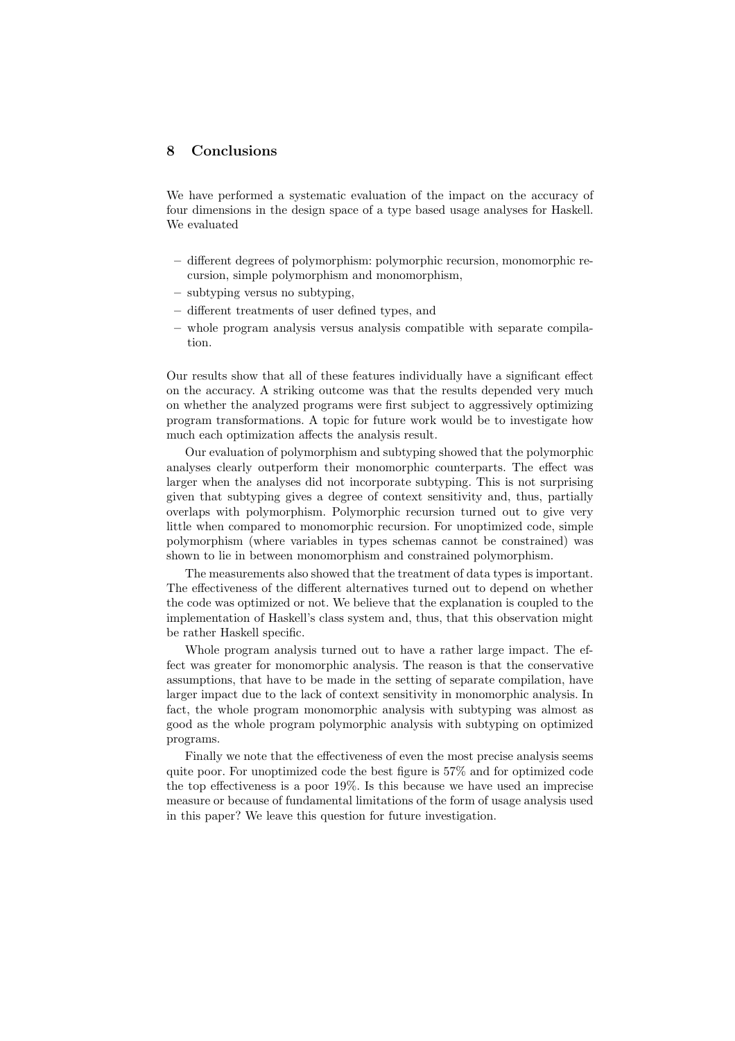## 8 Conclusions

We have performed a systematic evaluation of the impact on the accuracy of four dimensions in the design space of a type based usage analyses for Haskell. We evaluated

- different degrees of polymorphism: polymorphic recursion, monomorphic recursion, simple polymorphism and monomorphism,
- subtyping versus no subtyping,
- different treatments of user defined types, and
- whole program analysis versus analysis compatible with separate compilation.

Our results show that all of these features individually have a significant effect on the accuracy. A striking outcome was that the results depended very much on whether the analyzed programs were first subject to aggressively optimizing program transformations. A topic for future work would be to investigate how much each optimization affects the analysis result.

Our evaluation of polymorphism and subtyping showed that the polymorphic analyses clearly outperform their monomorphic counterparts. The effect was larger when the analyses did not incorporate subtyping. This is not surprising given that subtyping gives a degree of context sensitivity and, thus, partially overlaps with polymorphism. Polymorphic recursion turned out to give very little when compared to monomorphic recursion. For unoptimized code, simple polymorphism (where variables in types schemas cannot be constrained) was shown to lie in between monomorphism and constrained polymorphism.

The measurements also showed that the treatment of data types is important. The effectiveness of the different alternatives turned out to depend on whether the code was optimized or not. We believe that the explanation is coupled to the implementation of Haskell's class system and, thus, that this observation might be rather Haskell specific.

Whole program analysis turned out to have a rather large impact. The effect was greater for monomorphic analysis. The reason is that the conservative assumptions, that have to be made in the setting of separate compilation, have larger impact due to the lack of context sensitivity in monomorphic analysis. In fact, the whole program monomorphic analysis with subtyping was almost as good as the whole program polymorphic analysis with subtyping on optimized programs.

Finally we note that the effectiveness of even the most precise analysis seems quite poor. For unoptimized code the best figure is 57% and for optimized code the top effectiveness is a poor 19%. Is this because we have used an imprecise measure or because of fundamental limitations of the form of usage analysis used in this paper? We leave this question for future investigation.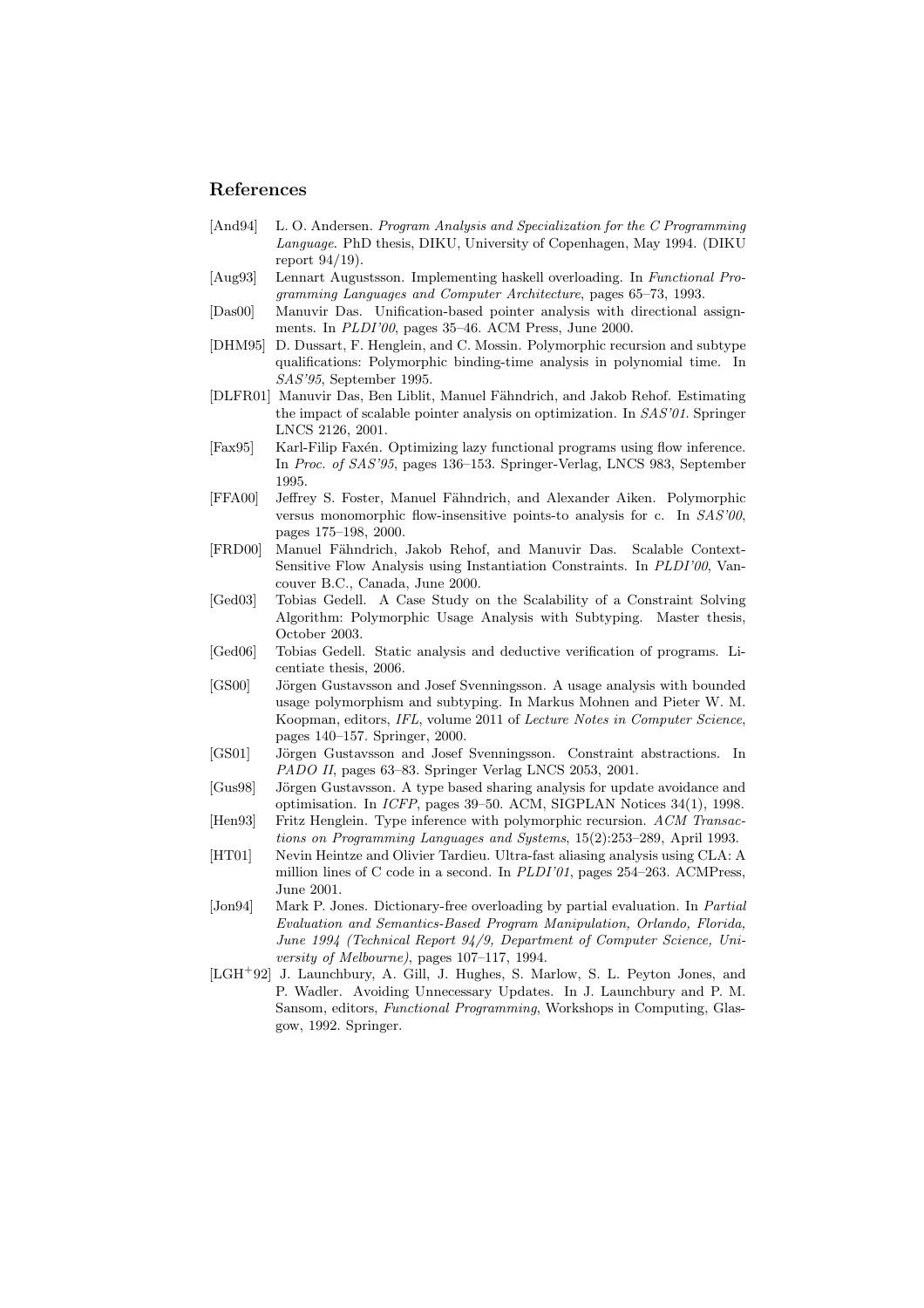## References

[And94] L. O. Andersen. *Program Analysis and Specialization for the C Programming Language*. PhD thesis, DIKU, University of Copenhagen, May 1994. (DIKU report 94/19).

[Aug93] Lennart Augustsson. Implementing haskell overloading. In *Functional Programming Languages and Computer Architecture*, pages 65–73, 1993.

[Das00] Manuvir Das. Unification-based pointer analysis with directional assignments. In *PLDI'00*, pages 35–46. ACM Press, June 2000.

[DHM95] D. Dussart, F. Henglein, and C. Mossin. Polymorphic recursion and subtype qualifications: Polymorphic binding-time analysis in polynomial time. In *SAS'95*, September 1995.

[DLFR01] Manuvir Das, Ben Liblit, Manuel Fähndrich, and Jakob Rehof. Estimating the impact of scalable pointer analysis on optimization. In *SAS'01*. Springer LNCS 2126, 2001.

[Fax95] Karl-Filip Faxén. Optimizing lazy functional programs using flow inference. In *Proc. of SAS'95*, pages 136–153. Springer-Verlag, LNCS 983, September 1995.

[FFA00] Jeffrey S. Foster, Manuel Fähndrich, and Alexander Aiken. Polymorphic versus monomorphic flow-insensitive points-to analysis for c. In *SAS'00*, pages 175–198, 2000.

[FRD00] Manuel Fähndrich, Jakob Rehof, and Manuvir Das. Scalable Context-Sensitive Flow Analysis using Instantiation Constraints. In *PLDI'00*, Vancouver B.C., Canada, June 2000.

[Ged03] Tobias Gedell. A Case Study on the Scalability of a Constraint Solving Algorithm: Polymorphic Usage Analysis with Subtyping. Master thesis, October 2003.

[Ged06] Tobias Gedell. Static analysis and deductive verification of programs. Licentiate thesis, 2006.

[GS00] Jörgen Gustavsson and Josef Svenningsson. A usage analysis with bounded usage polymorphism and subtyping. In Markus Mohnen and Pieter W. M. Koopman, editors, *IFL*, volume 2011 of *Lecture Notes in Computer Science*, pages 140–157. Springer, 2000.

[GS01] Jörgen Gustavsson and Josef Svenningsson. Constraint abstractions. In *PADO II*, pages 63–83. Springer Verlag LNCS 2053, 2001.

[Gus98] Jörgen Gustavsson. A type based sharing analysis for update avoidance and optimisation. In *ICFP*, pages 39–50. ACM, SIGPLAN Notices 34(1), 1998.

[Hen93] Fritz Henglein. Type inference with polymorphic recursion. *ACM Transactions on Programming Languages and Systems*, 15(2):253–289, April 1993.

[HT01] Nevin Heintze and Olivier Tardieu. Ultra-fast aliasing analysis using CLA: A million lines of C code in a second. In *PLDI'01*, pages 254–263. ACMPress, June 2001.

[Jon94] Mark P. Jones. Dictionary-free overloading by partial evaluation. In *Partial Evaluation and Semantics-Based Program Manipulation, Orlando, Florida, June 1994 (Technical Report 94/9, Department of Computer Science, University of Melbourne)*, pages 107–117, 1994.

[LGH+92] J. Launchbury, A. Gill, J. Hughes, S. Marlow, S. L. Peyton Jones, and P. Wadler. Avoiding Unnecessary Updates. In J. Launchbury and P. M. Sansom, editors, *Functional Programming*, Workshops in Computing, Glasgow, 1992. Springer.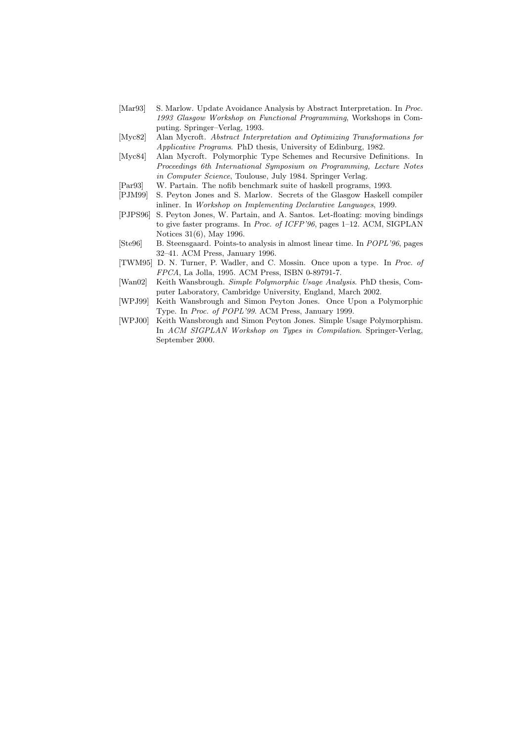[Mar93] S. Marlow. Update Avoidance Analysis by Abstract Interpretation. In *Proc. 1993 Glasgow Workshop on Functional Programming*, Workshops in Computing. Springer–Verlag, 1993.

[Myc82] Alan Mycroft. *Abstract Interpretation and Optimizing Transformations for Applicative Programs*. PhD thesis, University of Edinburg, 1982.

[Myc84] Alan Mycroft. Polymorphic Type Schemes and Recursive Definitions. In *Proceedings 6th International Symposium on Programming, Lecture Notes in Computer Science*, Toulouse, July 1984. Springer Verlag.

[Par93] W. Partain. The nofib benchmark suite of haskell programs, 1993.

[PJM99] S. Peyton Jones and S. Marlow. Secrets of the Glasgow Haskell compiler inliner. In *Workshop on Implementing Declarative Languages*, 1999.

[PJPS96] S. Peyton Jones, W. Partain, and A. Santos. Let-floating: moving bindings to give faster programs. In *Proc. of ICFP'96*, pages 1–12. ACM, SIGPLAN Notices 31(6), May 1996.

[Ste96] B. Steensgaard. Points-to analysis in almost linear time. In *POPL'96*, pages 32–41. ACM Press, January 1996.

[TWM95] D. N. Turner, P. Wadler, and C. Mossin. Once upon a type. In *Proc. of FPCA*, La Jolla, 1995. ACM Press, ISBN 0-89791-7.

[Wan02] Keith Wansbrough. *Simple Polymorphic Usage Analysis*. PhD thesis, Computer Laboratory, Cambridge University, England, March 2002.

[WPJ99] Keith Wansbrough and Simon Peyton Jones. Once Upon a Polymorphic Type. In *Proc. of POPL'99*. ACM Press, January 1999.

[WPJ00] Keith Wansbrough and Simon Peyton Jones. Simple Usage Polymorphism. In *ACM SIGPLAN Workshop on Types in Compilation*. Springer-Verlag, September 2000.